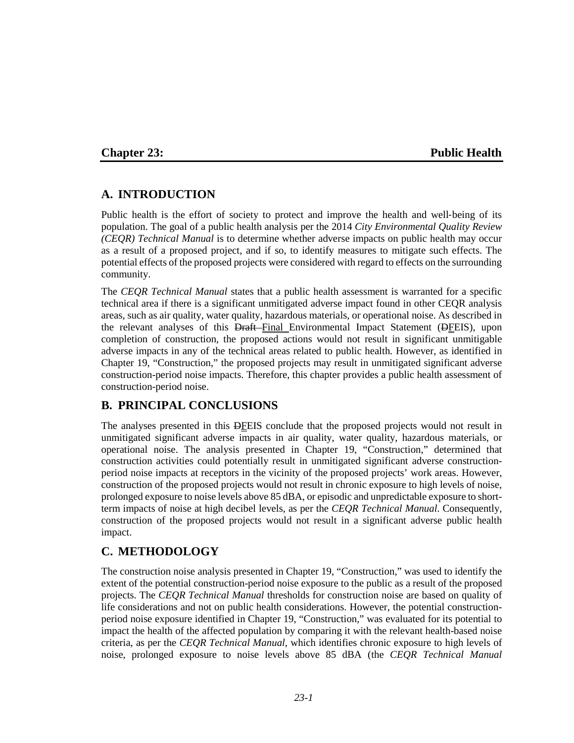# Chapter 23: Public Health

## A. INTRODUCTION

Public health is the effort of society to protect and improve the health and well-being of its population. The goal of a public health analysis per the 2014 *City Environmental Quality Review (CEQR) Technical Manual* is to determine whether adverse impacts on public health may occur as a result of a proposed project, and if so, to identify measures to mitigate such effects. The potential effects of the proposed projects were considered with regard to effects on the surrounding community.

The *CEQR Technical Manual* states that a public health assessment is warranted for a specific technical area if there is a significant unmitigated adverse impact found in other CEQR analysis areas, such as air quality, water quality, hazardous materials, or operational noise. As described in the relevant analyses of this ~~Draft~~ Final Environmental Impact Statement (~~D~~FEIS), upon completion of construction, the proposed actions would not result in significant unmitigable adverse impacts in any of the technical areas related to public health. However, as identified in Chapter 19, "Construction," the proposed projects may result in unmitigated significant adverse construction-period noise impacts. Therefore, this chapter provides a public health assessment of construction-period noise.

## B. PRINCIPAL CONCLUSIONS

The analyses presented in this ~~D~~FEIS conclude that the proposed projects would not result in unmitigated significant adverse impacts in air quality, water quality, hazardous materials, or operational noise. The analysis presented in Chapter 19, "Construction," determined that construction activities could potentially result in unmitigated significant adverse construction-period noise impacts at receptors in the vicinity of the proposed projects' work areas. However, construction of the proposed projects would not result in chronic exposure to high levels of noise, prolonged exposure to noise levels above 85 dBA, or episodic and unpredictable exposure to short-term impacts of noise at high decibel levels, as per the *CEQR Technical Manual*. Consequently, construction of the proposed projects would not result in a significant adverse public health impact.

## C. METHODOLOGY

The construction noise analysis presented in Chapter 19, "Construction," was used to identify the extent of the potential construction-period noise exposure to the public as a result of the proposed projects. The *CEQR Technical Manual* thresholds for construction noise are based on quality of life considerations and not on public health considerations. However, the potential construction-period noise exposure identified in Chapter 19, "Construction," was evaluated for its potential to impact the health of the affected population by comparing it with the relevant health-based noise criteria, as per the *CEQR Technical Manual*, which identifies chronic exposure to high levels of noise, prolonged exposure to noise levels above 85 dBA (the *CEQR Technical Manual*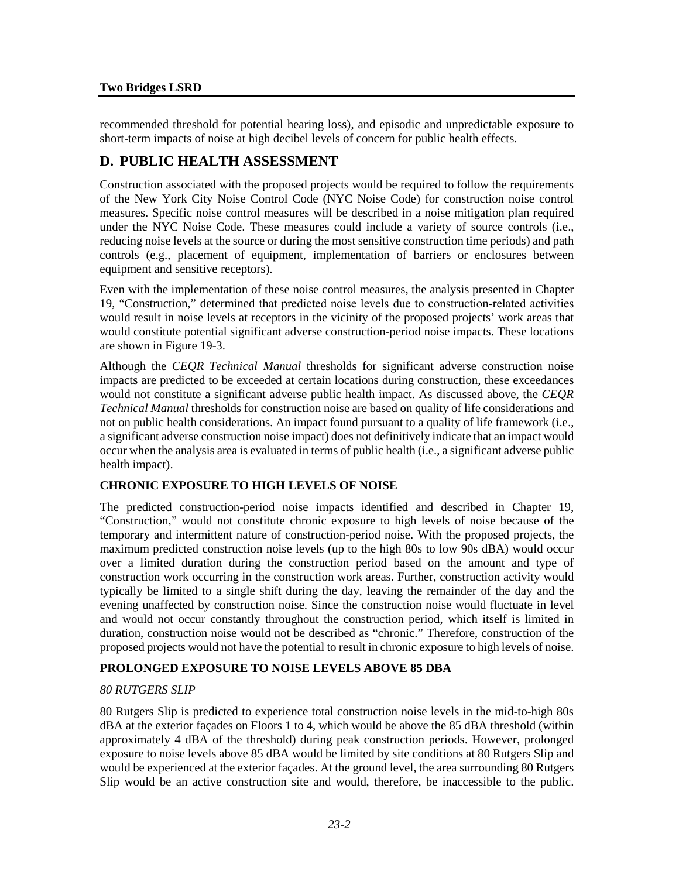recommended threshold for potential hearing loss), and episodic and unpredictable exposure to short-term impacts of noise at high decibel levels of concern for public health effects.

## D. PUBLIC HEALTH ASSESSMENT

Construction associated with the proposed projects would be required to follow the requirements of the New York City Noise Control Code (NYC Noise Code) for construction noise control measures. Specific noise control measures will be described in a noise mitigation plan required under the NYC Noise Code. These measures could include a variety of source controls (i.e., reducing noise levels at the source or during the most sensitive construction time periods) and path controls (e.g., placement of equipment, implementation of barriers or enclosures between equipment and sensitive receptors).

Even with the implementation of these noise control measures, the analysis presented in Chapter 19, "Construction," determined that predicted noise levels due to construction-related activities would result in noise levels at receptors in the vicinity of the proposed projects' work areas that would constitute potential significant adverse construction-period noise impacts. These locations are shown in Figure 19-3.

Although the *CEQR Technical Manual* thresholds for significant adverse construction noise impacts are predicted to be exceeded at certain locations during construction, these exceedances would not constitute a significant adverse public health impact. As discussed above, the *CEQR Technical Manual* thresholds for construction noise are based on quality of life considerations and not on public health considerations. An impact found pursuant to a quality of life framework (i.e., a significant adverse construction noise impact) does not definitively indicate that an impact would occur when the analysis area is evaluated in terms of public health (i.e., a significant adverse public health impact).

### CHRONIC EXPOSURE TO HIGH LEVELS OF NOISE

The predicted construction-period noise impacts identified and described in Chapter 19, "Construction," would not constitute chronic exposure to high levels of noise because of the temporary and intermittent nature of construction-period noise. With the proposed projects, the maximum predicted construction noise levels (up to the high 80s to low 90s dBA) would occur over a limited duration during the construction period based on the amount and type of construction work occurring in the construction work areas. Further, construction activity would typically be limited to a single shift during the day, leaving the remainder of the day and the evening unaffected by construction noise. Since the construction noise would fluctuate in level and would not occur constantly throughout the construction period, which itself is limited in duration, construction noise would not be described as "chronic." Therefore, construction of the proposed projects would not have the potential to result in chronic exposure to high levels of noise.

### PROLONGED EXPOSURE TO NOISE LEVELS ABOVE 85 DBA

*80 RUTGERS SLIP*

80 Rutgers Slip is predicted to experience total construction noise levels in the mid-to-high 80s dBA at the exterior façades on Floors 1 to 4, which would be above the 85 dBA threshold (within approximately 4 dBA of the threshold) during peak construction periods. However, prolonged exposure to noise levels above 85 dBA would be limited by site conditions at 80 Rutgers Slip and would be experienced at the exterior façades. At the ground level, the area surrounding 80 Rutgers Slip would be an active construction site and would, therefore, be inaccessible to the public.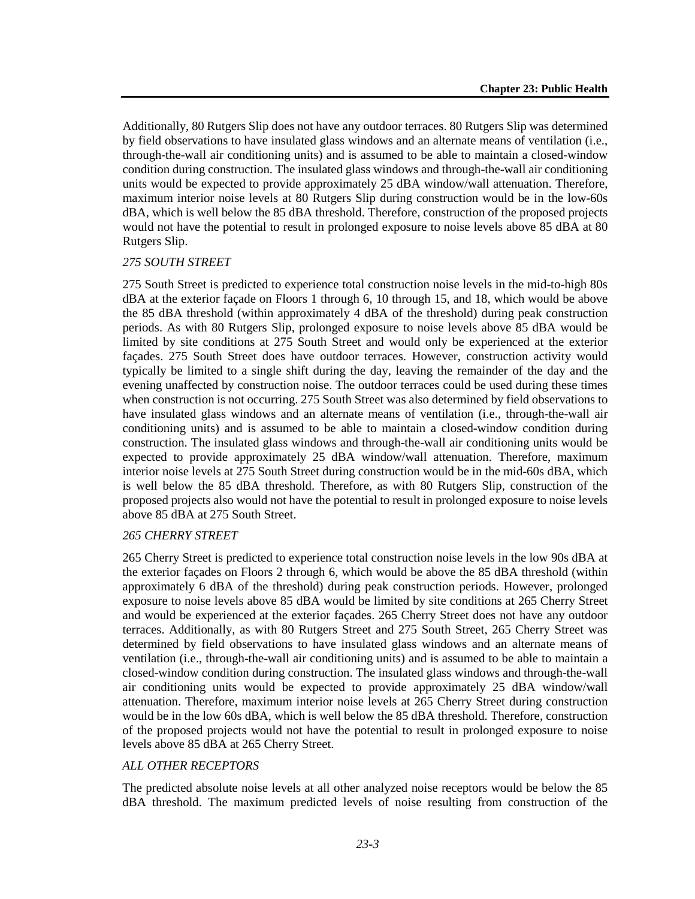Additionally, 80 Rutgers Slip does not have any outdoor terraces. 80 Rutgers Slip was determined by field observations to have insulated glass windows and an alternate means of ventilation (i.e., through-the-wall air conditioning units) and is assumed to be able to maintain a closed-window condition during construction. The insulated glass windows and through-the-wall air conditioning units would be expected to provide approximately 25 dBA window/wall attenuation. Therefore, maximum interior noise levels at 80 Rutgers Slip during construction would be in the low-60s dBA, which is well below the 85 dBA threshold. Therefore, construction of the proposed projects would not have the potential to result in prolonged exposure to noise levels above 85 dBA at 80 Rutgers Slip.

*275 SOUTH STREET*

275 South Street is predicted to experience total construction noise levels in the mid-to-high 80s dBA at the exterior façade on Floors 1 through 6, 10 through 15, and 18, which would be above the 85 dBA threshold (within approximately 4 dBA of the threshold) during peak construction periods. As with 80 Rutgers Slip, prolonged exposure to noise levels above 85 dBA would be limited by site conditions at 275 South Street and would only be experienced at the exterior façades. 275 South Street does have outdoor terraces. However, construction activity would typically be limited to a single shift during the day, leaving the remainder of the day and the evening unaffected by construction noise. The outdoor terraces could be used during these times when construction is not occurring. 275 South Street was also determined by field observations to have insulated glass windows and an alternate means of ventilation (i.e., through-the-wall air conditioning units) and is assumed to be able to maintain a closed-window condition during construction. The insulated glass windows and through-the-wall air conditioning units would be expected to provide approximately 25 dBA window/wall attenuation. Therefore, maximum interior noise levels at 275 South Street during construction would be in the mid-60s dBA, which is well below the 85 dBA threshold. Therefore, as with 80 Rutgers Slip, construction of the proposed projects also would not have the potential to result in prolonged exposure to noise levels above 85 dBA at 275 South Street.

*265 CHERRY STREET*

265 Cherry Street is predicted to experience total construction noise levels in the low 90s dBA at the exterior façades on Floors 2 through 6, which would be above the 85 dBA threshold (within approximately 6 dBA of the threshold) during peak construction periods. However, prolonged exposure to noise levels above 85 dBA would be limited by site conditions at 265 Cherry Street and would be experienced at the exterior façades. 265 Cherry Street does not have any outdoor terraces. Additionally, as with 80 Rutgers Street and 275 South Street, 265 Cherry Street was determined by field observations to have insulated glass windows and an alternate means of ventilation (i.e., through-the-wall air conditioning units) and is assumed to be able to maintain a closed-window condition during construction. The insulated glass windows and through-the-wall air conditioning units would be expected to provide approximately 25 dBA window/wall attenuation. Therefore, maximum interior noise levels at 265 Cherry Street during construction would be in the low 60s dBA, which is well below the 85 dBA threshold. Therefore, construction of the proposed projects would not have the potential to result in prolonged exposure to noise levels above 85 dBA at 265 Cherry Street.

*ALL OTHER RECEPTORS*

The predicted absolute noise levels at all other analyzed noise receptors would be below the 85 dBA threshold. The maximum predicted levels of noise resulting from construction of the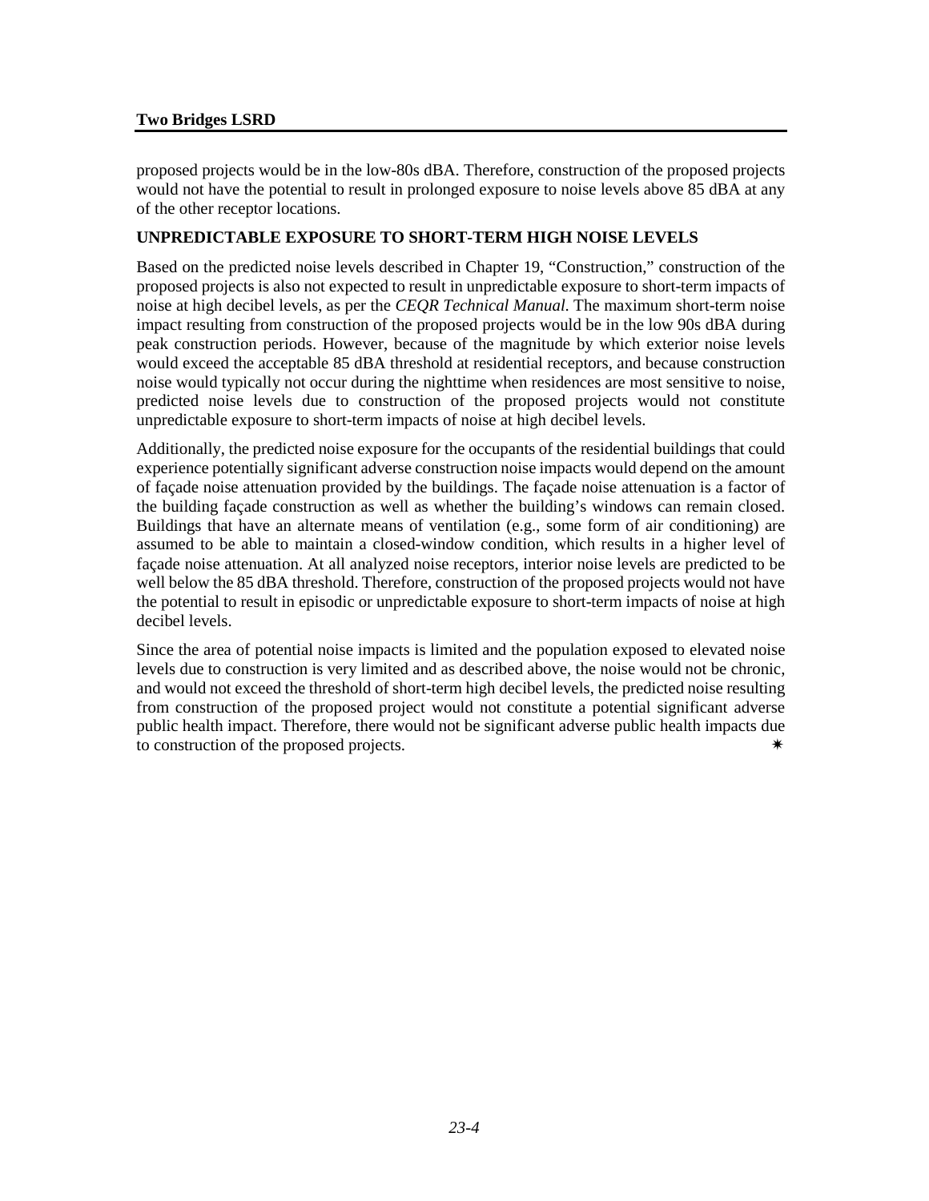proposed projects would be in the low-80s dBA. Therefore, construction of the proposed projects would not have the potential to result in prolonged exposure to noise levels above 85 dBA at any of the other receptor locations.

### UNPREDICTABLE EXPOSURE TO SHORT-TERM HIGH NOISE LEVELS

Based on the predicted noise levels described in Chapter 19, "Construction," construction of the proposed projects is also not expected to result in unpredictable exposure to short-term impacts of noise at high decibel levels, as per the *CEQR Technical Manual*. The maximum short-term noise impact resulting from construction of the proposed projects would be in the low 90s dBA during peak construction periods. However, because of the magnitude by which exterior noise levels would exceed the acceptable 85 dBA threshold at residential receptors, and because construction noise would typically not occur during the nighttime when residences are most sensitive to noise, predicted noise levels due to construction of the proposed projects would not constitute unpredictable exposure to short-term impacts of noise at high decibel levels.

Additionally, the predicted noise exposure for the occupants of the residential buildings that could experience potentially significant adverse construction noise impacts would depend on the amount of façade noise attenuation provided by the buildings. The façade noise attenuation is a factor of the building façade construction as well as whether the building's windows can remain closed. Buildings that have an alternate means of ventilation (e.g., some form of air conditioning) are assumed to be able to maintain a closed-window condition, which results in a higher level of façade noise attenuation. At all analyzed noise receptors, interior noise levels are predicted to be well below the 85 dBA threshold. Therefore, construction of the proposed projects would not have the potential to result in episodic or unpredictable exposure to short-term impacts of noise at high decibel levels.

Since the area of potential noise impacts is limited and the population exposed to elevated noise levels due to construction is very limited and as described above, the noise would not be chronic, and would not exceed the threshold of short-term high decibel levels, the predicted noise resulting from construction of the proposed project would not constitute a potential significant adverse public health impact. Therefore, there would not be significant adverse public health impacts due to construction of the proposed projects. ✴